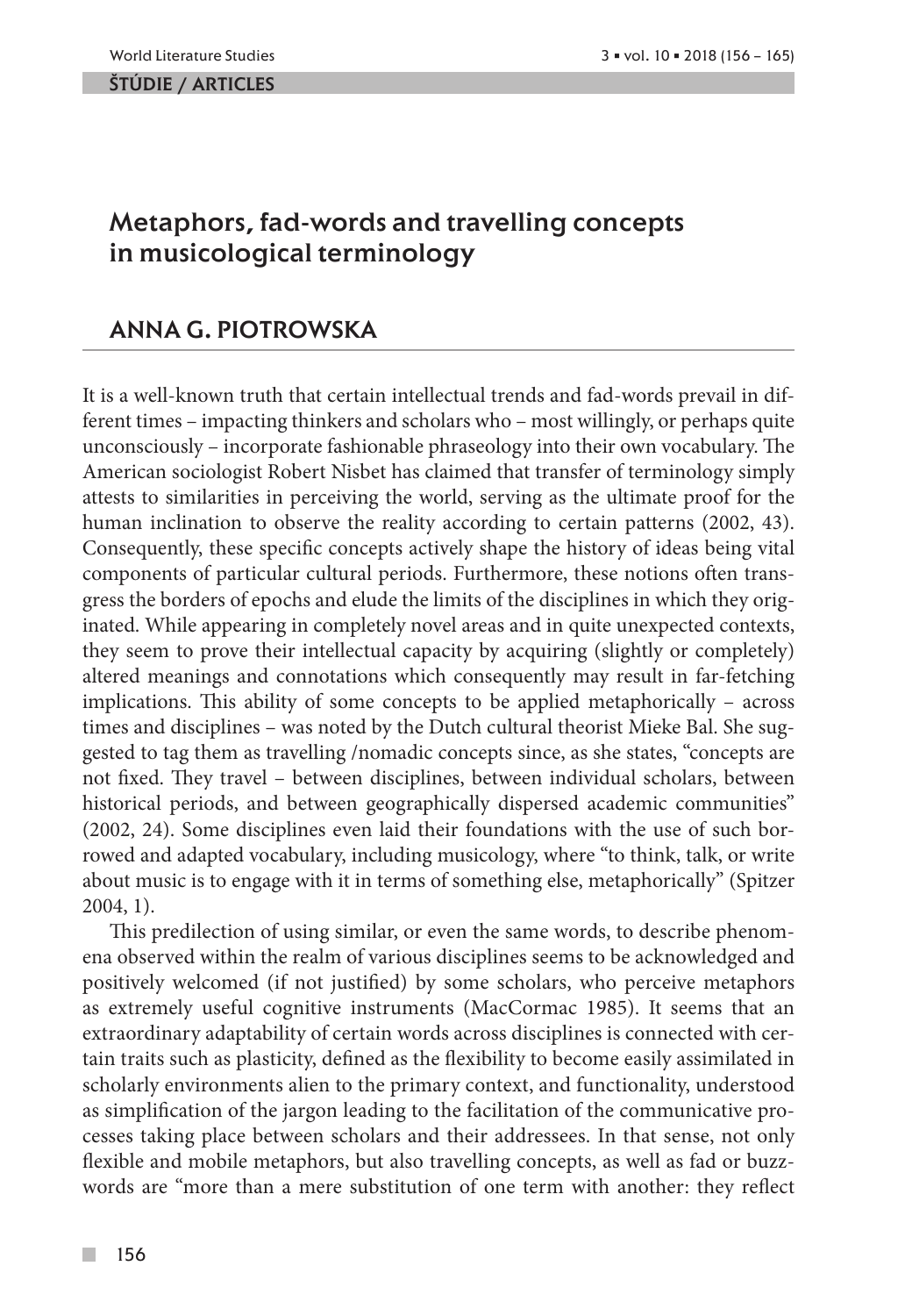ŠTÚDIE / ARTICLES

# Metaphors, fad-words and travelling concepts in musicological terminology

## ANNA G. PIOTROWSKA

It is a well-known truth that certain intellectual trends and fad-words prevail in different times – impacting thinkers and scholars who – most willingly, or perhaps quite unconsciously – incorporate fashionable phraseology into their own vocabulary. The American sociologist Robert Nisbet has claimed that transfer of terminology simply attests to similarities in perceiving the world, serving as the ultimate proof for the human inclination to observe the reality according to certain patterns (2002, 43). Consequently, these specific concepts actively shape the history of ideas being vital components of particular cultural periods. Furthermore, these notions often transgress the borders of epochs and elude the limits of the disciplines in which they originated. While appearing in completely novel areas and in quite unexpected contexts, they seem to prove their intellectual capacity by acquiring (slightly or completely) altered meanings and connotations which consequently may result in far-fetching implications. This ability of some concepts to be applied metaphorically – across times and disciplines – was noted by the Dutch cultural theorist Mieke Bal. She suggested to tag them as travelling /nomadic concepts since, as she states, "concepts are not fixed. They travel – between disciplines, between individual scholars, between historical periods, and between geographically dispersed academic communities" (2002, 24). Some disciplines even laid their foundations with the use of such borrowed and adapted vocabulary, including musicology, where "to think, talk, or write about music is to engage with it in terms of something else, metaphorically" (Spitzer 2004, 1).

This predilection of using similar, or even the same words, to describe phenomena observed within the realm of various disciplines seems to be acknowledged and positively welcomed (if not justified) by some scholars, who perceive metaphors as extremely useful cognitive instruments (MacCormac 1985). It seems that an extraordinary adaptability of certain words across disciplines is connected with certain traits such as plasticity, defined as the flexibility to become easily assimilated in scholarly environments alien to the primary context, and functionality, understood as simplification of the jargon leading to the facilitation of the communicative processes taking place between scholars and their addressees. In that sense, not only flexible and mobile metaphors, but also travelling concepts, as well as fad or buzzwords are "more than a mere substitution of one term with another: they reflect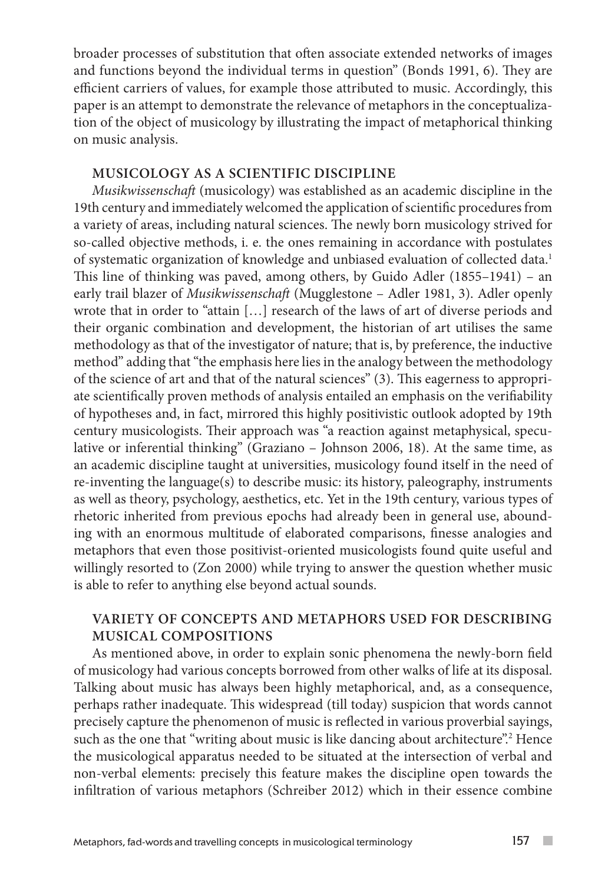broader processes of substitution that often associate extended networks of images and functions beyond the individual terms in question" (Bonds 1991, 6). They are efficient carriers of values, for example those attributed to music. Accordingly, this paper is an attempt to demonstrate the relevance of metaphors in the conceptualization of the object of musicology by illustrating the impact of metaphorical thinking on music analysis.

## MUSICOLOGY AS A SCIENTIFIC DISCIPLINE

*Musikwissenschaft* (musicology) was established as an academic discipline in the 19th century and immediately welcomed the application of scientific procedures from a variety of areas, including natural sciences. The newly born musicology strived for so-called objective methods, i. e. the ones remaining in accordance with postulates of systematic organization of knowledge and unbiased evaluation of collected data.[1] This line of thinking was paved, among others, by Guido Adler (1855–1941) – an early trail blazer of *Musikwissenschaft* (Mugglestone – Adler 1981, 3). Adler openly wrote that in order to "attain […] research of the laws of art of diverse periods and their organic combination and development, the historian of art utilises the same methodology as that of the investigator of nature; that is, by preference, the inductive method" adding that "the emphasis here lies in the analogy between the methodology of the science of art and that of the natural sciences" (3). This eagerness to appropriate scientifically proven methods of analysis entailed an emphasis on the verifiability of hypotheses and, in fact, mirrored this highly positivistic outlook adopted by 19th century musicologists. Their approach was "a reaction against metaphysical, speculative or inferential thinking" (Graziano – Johnson 2006, 18). At the same time, as an academic discipline taught at universities, musicology found itself in the need of re-inventing the language(s) to describe music: its history, paleography, instruments as well as theory, psychology, aesthetics, etc. Yet in the 19th century, various types of rhetoric inherited from previous epochs had already been in general use, abounding with an enormous multitude of elaborated comparisons, finesse analogies and metaphors that even those positivist-oriented musicologists found quite useful and willingly resorted to (Zon 2000) while trying to answer the question whether music is able to refer to anything else beyond actual sounds.

## VARIETY OF CONCEPTS AND METAPHORS USED FOR DESCRIBING MUSICAL COMPOSITIONS

As mentioned above, in order to explain sonic phenomena the newly-born field of musicology had various concepts borrowed from other walks of life at its disposal. Talking about music has always been highly metaphorical, and, as a consequence, perhaps rather inadequate. This widespread (till today) suspicion that words cannot precisely capture the phenomenon of music is reflected in various proverbial sayings, such as the one that "writing about music is like dancing about architecture".[2] Hence the musicological apparatus needed to be situated at the intersection of verbal and non-verbal elements: precisely this feature makes the discipline open towards the infiltration of various metaphors (Schreiber 2012) which in their essence combine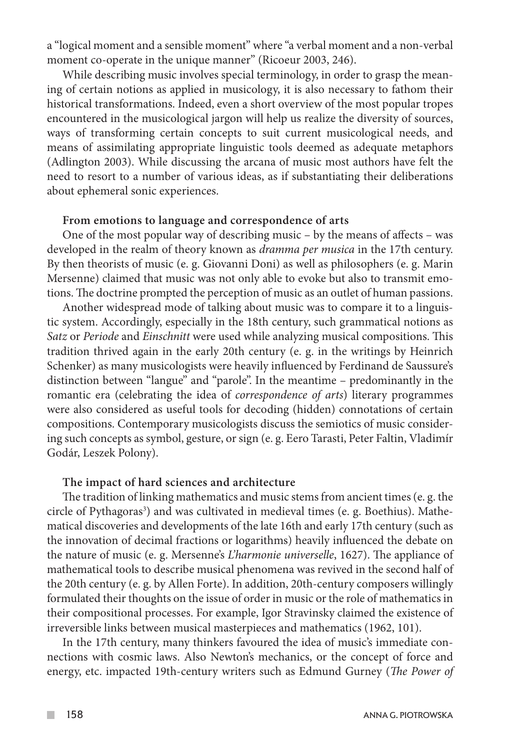a "logical moment and a sensible moment" where "a verbal moment and a non-verbal moment co-operate in the unique manner" (Ricoeur 2003, 246).

While describing music involves special terminology, in order to grasp the meaning of certain notions as applied in musicology, it is also necessary to fathom their historical transformations. Indeed, even a short overview of the most popular tropes encountered in the musicological jargon will help us realize the diversity of sources, ways of transforming certain concepts to suit current musicological needs, and means of assimilating appropriate linguistic tools deemed as adequate metaphors (Adlington 2003). While discussing the arcana of music most authors have felt the need to resort to a number of various ideas, as if substantiating their deliberations about ephemeral sonic experiences.

**From emotions to language and correspondence of arts**

One of the most popular way of describing music – by the means of affects – was developed in the realm of theory known as *dramma per musica* in the 17th century. By then theorists of music (e. g. Giovanni Doni) as well as philosophers (e. g. Marin Mersenne) claimed that music was not only able to evoke but also to transmit emotions. The doctrine prompted the perception of music as an outlet of human passions.

Another widespread mode of talking about music was to compare it to a linguistic system. Accordingly, especially in the 18th century, such grammatical notions as *Satz* or *Periode* and *Einschnitt* were used while analyzing musical compositions. This tradition thrived again in the early 20th century (e. g. in the writings by Heinrich Schenker) as many musicologists were heavily influenced by Ferdinand de Saussure's distinction between "langue" and "parole". In the meantime – predominantly in the romantic era (celebrating the idea of *correspondence of arts*) literary programmes were also considered as useful tools for decoding (hidden) connotations of certain compositions. Contemporary musicologists discuss the semiotics of music considering such concepts as symbol, gesture, or sign (e. g. Eero Tarasti, Peter Faltin, Vladimír Godár, Leszek Polony).

**The impact of hard sciences and architecture**

The tradition of linking mathematics and music stems from ancient times (e. g. the circle of Pythagoras[3]) and was cultivated in medieval times (e. g. Boethius). Mathematical discoveries and developments of the late 16th and early 17th century (such as the innovation of decimal fractions or logarithms) heavily influenced the debate on the nature of music (e. g. Mersenne's *L'harmonie universelle*, 1627). The appliance of mathematical tools to describe musical phenomena was revived in the second half of the 20th century (e. g. by Allen Forte). In addition, 20th-century composers willingly formulated their thoughts on the issue of order in music or the role of mathematics in their compositional processes. For example, Igor Stravinsky claimed the existence of irreversible links between musical masterpieces and mathematics (1962, 101).

In the 17th century, many thinkers favoured the idea of music's immediate connections with cosmic laws. Also Newton's mechanics, or the concept of force and energy, etc. impacted 19th-century writers such as Edmund Gurney (*The Power of*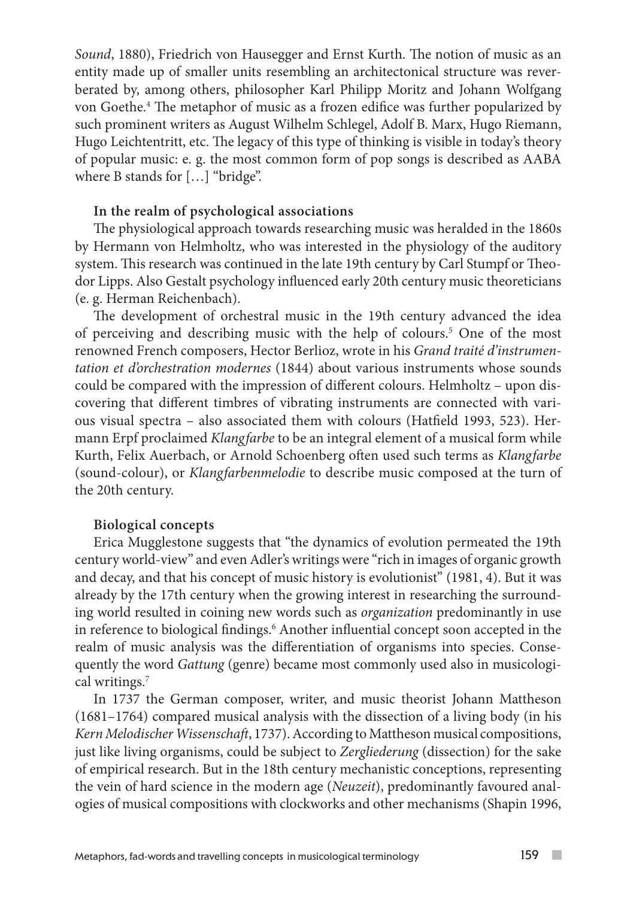*Sound*, 1880), Friedrich von Hausegger and Ernst Kurth. The notion of music as an entity made up of smaller units resembling an architectonical structure was reverberated by, among others, philosopher Karl Philipp Moritz and Johann Wolfgang von Goethe.[4] The metaphor of music as a frozen edifice was further popularized by such prominent writers as August Wilhelm Schlegel, Adolf B. Marx, Hugo Riemann, Hugo Leichtentritt, etc. The legacy of this type of thinking is visible in today's theory of popular music: e. g. the most common form of pop songs is described as AABA where B stands for […] "bridge".

**In the realm of psychological associations**

The physiological approach towards researching music was heralded in the 1860s by Hermann von Helmholtz, who was interested in the physiology of the auditory system. This research was continued in the late 19th century by Carl Stumpf or Theodor Lipps. Also Gestalt psychology influenced early 20th century music theoreticians (e. g. Herman Reichenbach).

The development of orchestral music in the 19th century advanced the idea of perceiving and describing music with the help of colours.[5] One of the most renowned French composers, Hector Berlioz, wrote in his *Grand traité d'instrumentation et d'orchestration modernes* (1844) about various instruments whose sounds could be compared with the impression of different colours. Helmholtz – upon discovering that different timbres of vibrating instruments are connected with various visual spectra – also associated them with colours (Hatfield 1993, 523). Hermann Erpf proclaimed *Klangfarbe* to be an integral element of a musical form while Kurth, Felix Auerbach, or Arnold Schoenberg often used such terms as *Klangfarbe* (sound-colour), or *Klangfarbenmelodie* to describe music composed at the turn of the 20th century.

**Biological concepts**

Erica Mugglestone suggests that "the dynamics of evolution permeated the 19th century world-view" and even Adler's writings were "rich in images of organic growth and decay, and that his concept of music history is evolutionist" (1981, 4). But it was already by the 17th century when the growing interest in researching the surrounding world resulted in coining new words such as *organization* predominantly in use in reference to biological findings.[6] Another influential concept soon accepted in the realm of music analysis was the differentiation of organisms into species. Consequently the word *Gattung* (genre) became most commonly used also in musicological writings.[7]

In 1737 the German composer, writer, and music theorist Johann Mattheson (1681–1764) compared musical analysis with the dissection of a living body (in his *Kern Melodischer Wissenschaft*, 1737). According to Mattheson musical compositions, just like living organisms, could be subject to *Zergliederung* (dissection) for the sake of empirical research. But in the 18th century mechanistic conceptions, representing the vein of hard science in the modern age (*Neuzeit*), predominantly favoured analogies of musical compositions with clockworks and other mechanisms (Shapin 1996,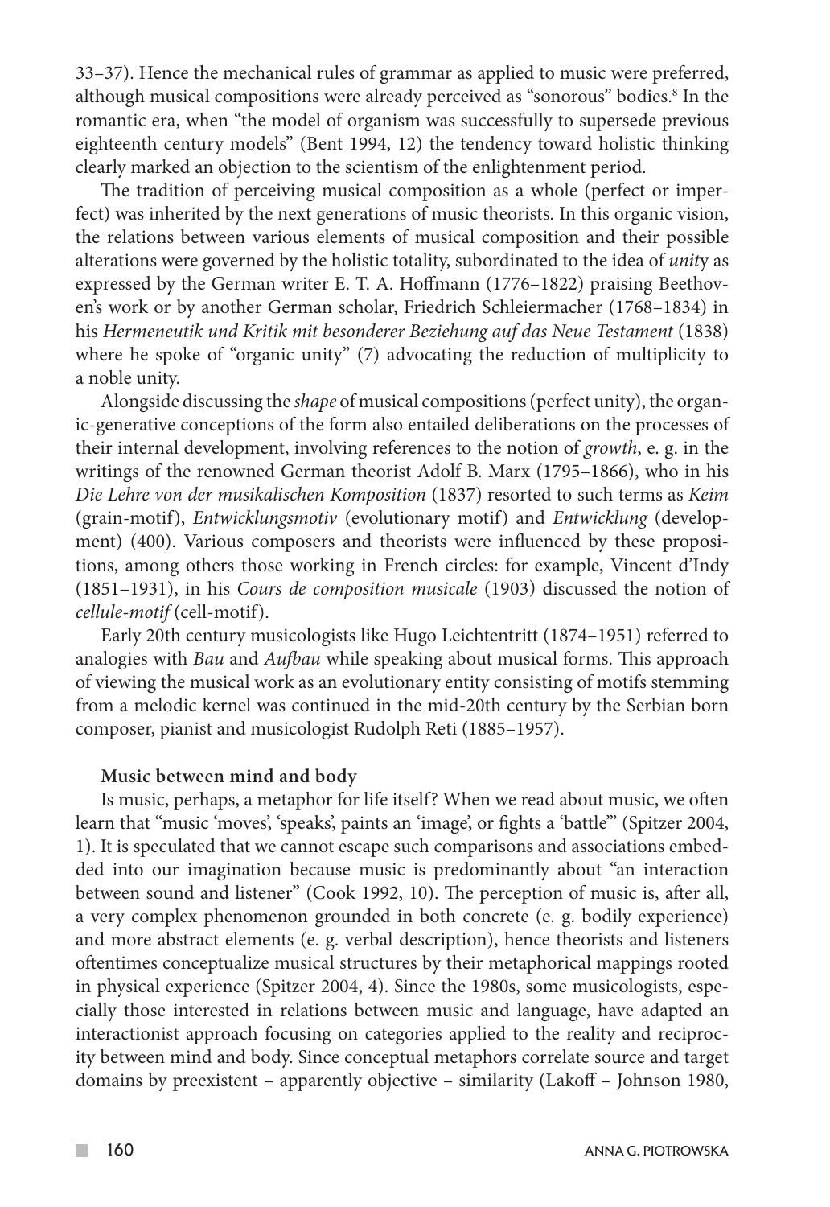33–37). Hence the mechanical rules of grammar as applied to music were preferred, although musical compositions were already perceived as "sonorous" bodies.[8] In the romantic era, when "the model of organism was successfully to supersede previous eighteenth century models" (Bent 1994, 12) the tendency toward holistic thinking clearly marked an objection to the scientism of the enlightenment period.

The tradition of perceiving musical composition as a whole (perfect or imperfect) was inherited by the next generations of music theorists. In this organic vision, the relations between various elements of musical composition and their possible alterations were governed by the holistic totality, subordinated to the idea of *unity* as expressed by the German writer E. T. A. Hoffmann (1776–1822) praising Beethoven's work or by another German scholar, Friedrich Schleiermacher (1768–1834) in his *Hermeneutik und Kritik mit besonderer Beziehung auf das Neue Testament* (1838) where he spoke of "organic unity" (7) advocating the reduction of multiplicity to a noble unity.

Alongside discussing the *shape* of musical compositions (perfect unity), the organic-generative conceptions of the form also entailed deliberations on the processes of their internal development, involving references to the notion of *growth*, e. g. in the writings of the renowned German theorist Adolf B. Marx (1795–1866), who in his *Die Lehre von der musikalischen Komposition* (1837) resorted to such terms as *Keim* (grain-motif), *Entwicklungsmotiv* (evolutionary motif) and *Entwicklung* (development) (400). Various composers and theorists were influenced by these propositions, among others those working in French circles: for example, Vincent d'Indy (1851–1931), in his *Cours de composition musicale* (1903) discussed the notion of *cellule-motif* (cell-motif).

Early 20th century musicologists like Hugo Leichtentritt (1874–1951) referred to analogies with *Bau* and *Aufbau* while speaking about musical forms. This approach of viewing the musical work as an evolutionary entity consisting of motifs stemming from a melodic kernel was continued in the mid-20th century by the Serbian born composer, pianist and musicologist Rudolph Reti (1885–1957).

**Music between mind and body**

Is music, perhaps, a metaphor for life itself? When we read about music, we often learn that "music 'moves', 'speaks', paints an 'image', or fights a 'battle'" (Spitzer 2004, 1). It is speculated that we cannot escape such comparisons and associations embedded into our imagination because music is predominantly about "an interaction between sound and listener" (Cook 1992, 10). The perception of music is, after all, a very complex phenomenon grounded in both concrete (e. g. bodily experience) and more abstract elements (e. g. verbal description), hence theorists and listeners oftentimes conceptualize musical structures by their metaphorical mappings rooted in physical experience (Spitzer 2004, 4). Since the 1980s, some musicologists, especially those interested in relations between music and language, have adapted an interactionist approach focusing on categories applied to the reality and reciprocity between mind and body. Since conceptual metaphors correlate source and target domains by preexistent – apparently objective – similarity (Lakoff – Johnson 1980,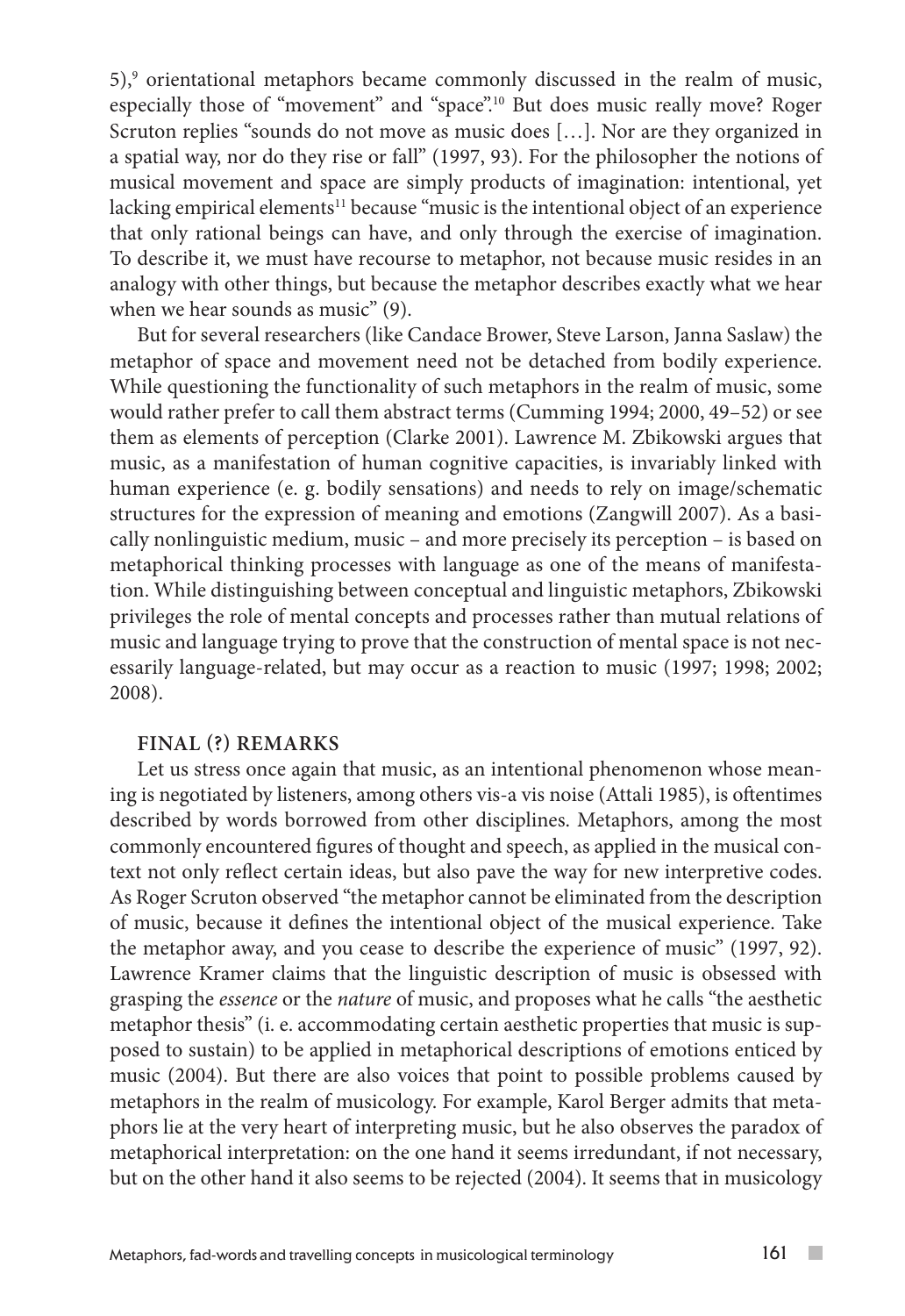5),[9] orientational metaphors became commonly discussed in the realm of music, especially those of "movement" and "space".[10] But does music really move? Roger Scruton replies "sounds do not move as music does […]. Nor are they organized in a spatial way, nor do they rise or fall" (1997, 93). For the philosopher the notions of musical movement and space are simply products of imagination: intentional, yet lacking empirical elements[11] because "music is the intentional object of an experience that only rational beings can have, and only through the exercise of imagination. To describe it, we must have recourse to metaphor, not because music resides in an analogy with other things, but because the metaphor describes exactly what we hear when we hear sounds as music" (9).

But for several researchers (like Candace Brower, Steve Larson, Janna Saslaw) the metaphor of space and movement need not be detached from bodily experience. While questioning the functionality of such metaphors in the realm of music, some would rather prefer to call them abstract terms (Cumming 1994; 2000, 49–52) or see them as elements of perception (Clarke 2001). Lawrence M. Zbikowski argues that music, as a manifestation of human cognitive capacities, is invariably linked with human experience (e. g. bodily sensations) and needs to rely on image/schematic structures for the expression of meaning and emotions (Zangwill 2007). As a basically nonlinguistic medium, music – and more precisely its perception – is based on metaphorical thinking processes with language as one of the means of manifestation. While distinguishing between conceptual and linguistic metaphors, Zbikowski privileges the role of mental concepts and processes rather than mutual relations of music and language trying to prove that the construction of mental space is not necessarily language-related, but may occur as a reaction to music (1997; 1998; 2002; 2008).

## FINAL (?) REMARKS

Let us stress once again that music, as an intentional phenomenon whose meaning is negotiated by listeners, among others vis-a vis noise (Attali 1985), is oftentimes described by words borrowed from other disciplines. Metaphors, among the most commonly encountered figures of thought and speech, as applied in the musical context not only reflect certain ideas, but also pave the way for new interpretive codes. As Roger Scruton observed "the metaphor cannot be eliminated from the description of music, because it defines the intentional object of the musical experience. Take the metaphor away, and you cease to describe the experience of music" (1997, 92). Lawrence Kramer claims that the linguistic description of music is obsessed with grasping the *essence* or the *nature* of music, and proposes what he calls "the aesthetic metaphor thesis" (i. e. accommodating certain aesthetic properties that music is supposed to sustain) to be applied in metaphorical descriptions of emotions enticed by music (2004). But there are also voices that point to possible problems caused by metaphors in the realm of musicology. For example, Karol Berger admits that metaphors lie at the very heart of interpreting music, but he also observes the paradox of metaphorical interpretation: on the one hand it seems irredundant, if not necessary, but on the other hand it also seems to be rejected (2004). It seems that in musicology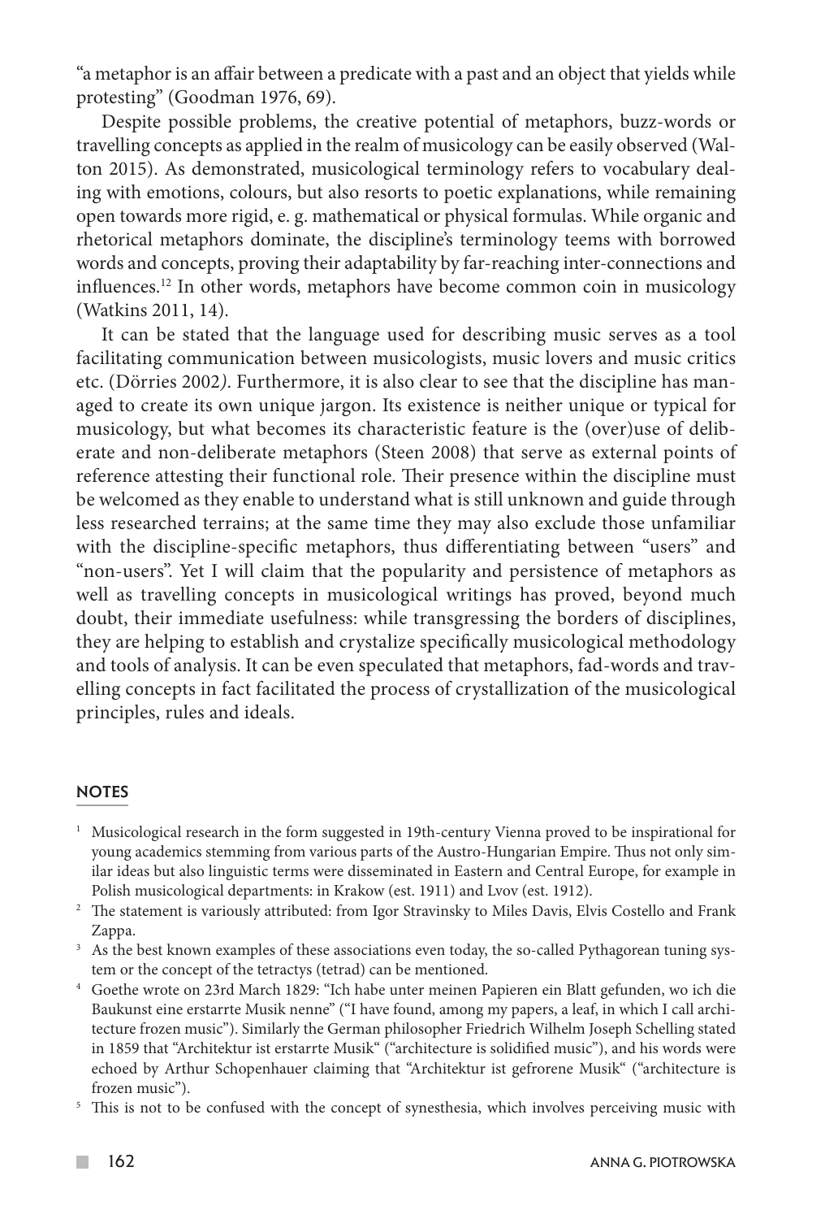"a metaphor is an affair between a predicate with a past and an object that yields while protesting" (Goodman 1976, 69).

Despite possible problems, the creative potential of metaphors, buzz-words or travelling concepts as applied in the realm of musicology can be easily observed (Walton 2015). As demonstrated, musicological terminology refers to vocabulary dealing with emotions, colours, but also resorts to poetic explanations, while remaining open towards more rigid, e. g. mathematical or physical formulas. While organic and rhetorical metaphors dominate, the discipline's terminology teems with borrowed words and concepts, proving their adaptability by far-reaching inter-connections and influences.[12] In other words, metaphors have become common coin in musicology (Watkins 2011, 14).

It can be stated that the language used for describing music serves as a tool facilitating communication between musicologists, music lovers and music critics etc. (Dörries 2002). Furthermore, it is also clear to see that the discipline has managed to create its own unique jargon. Its existence is neither unique or typical for musicology, but what becomes its characteristic feature is the (over)use of deliberate and non-deliberate metaphors (Steen 2008) that serve as external points of reference attesting their functional role. Their presence within the discipline must be welcomed as they enable to understand what is still unknown and guide through less researched terrains; at the same time they may also exclude those unfamiliar with the discipline-specific metaphors, thus differentiating between "users" and "non-users". Yet I will claim that the popularity and persistence of metaphors as well as travelling concepts in musicological writings has proved, beyond much doubt, their immediate usefulness: while transgressing the borders of disciplines, they are helping to establish and crystalize specifically musicological methodology and tools of analysis. It can be even speculated that metaphors, fad-words and travelling concepts in fact facilitated the process of crystallization of the musicological principles, rules and ideals.

## NOTES

1. Musicological research in the form suggested in 19th-century Vienna proved to be inspirational for young academics stemming from various parts of the Austro-Hungarian Empire. Thus not only similar ideas but also linguistic terms were disseminated in Eastern and Central Europe, for example in Polish musicological departments: in Krakow (est. 1911) and Lvov (est. 1912).
2. The statement is variously attributed: from Igor Stravinsky to Miles Davis, Elvis Costello and Frank Zappa.
3. As the best known examples of these associations even today, the so-called Pythagorean tuning system or the concept of the tetractys (tetrad) can be mentioned.
4. Goethe wrote on 23rd March 1829: "Ich habe unter meinen Papieren ein Blatt gefunden, wo ich die Baukunst eine erstarrte Musik nenne" ("I have found, among my papers, a leaf, in which I call architecture frozen music"). Similarly the German philosopher Friedrich Wilhelm Joseph Schelling stated in 1859 that "Architektur ist erstarrte Musik" ("architecture is solidified music"), and his words were echoed by Arthur Schopenhauer claiming that "Architektur ist gefrorene Musik" ("architecture is frozen music").
5. This is not to be confused with the concept of synesthesia, which involves perceiving music with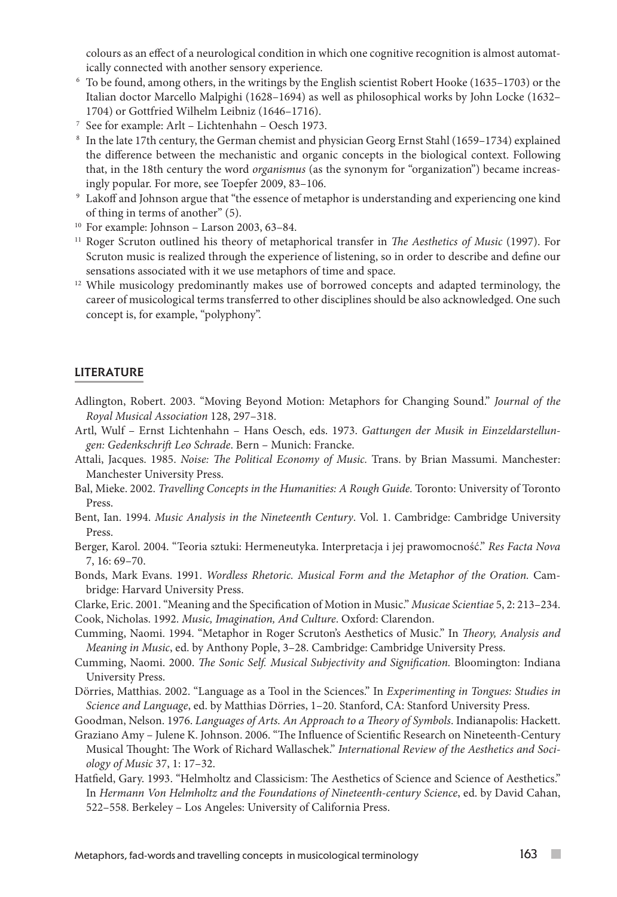colours as an effect of a neurological condition in which one cognitive recognition is almost automatically connected with another sensory experience.

[6] To be found, among others, in the writings by the English scientist Robert Hooke (1635–1703) or the Italian doctor Marcello Malpighi (1628–1694) as well as philosophical works by John Locke (1632–1704) or Gottfried Wilhelm Leibniz (1646–1716).

[7] See for example: Arlt – Lichtenhahn – Oesch 1973.

[8] In the late 17th century, the German chemist and physician Georg Ernst Stahl (1659–1734) explained the difference between the mechanistic and organic concepts in the biological context. Following that, in the 18th century the word *organismus* (as the synonym for "organization") became increasingly popular. For more, see Toepfer 2009, 83–106.

[9] Lakoff and Johnson argue that "the essence of metaphor is understanding and experiencing one kind of thing in terms of another" (5).

[10] For example: Johnson – Larson 2003, 63–84.

[11] Roger Scruton outlined his theory of metaphorical transfer in *The Aesthetics of Music* (1997). For Scruton music is realized through the experience of listening, so in order to describe and define our sensations associated with it we use metaphors of time and space.

[12] While musicology predominantly makes use of borrowed concepts and adapted terminology, the career of musicological terms transferred to other disciplines should be also acknowledged. One such concept is, for example, "polyphony".

## LITERATURE

Adlington, Robert. 2003. "Moving Beyond Motion: Metaphors for Changing Sound." *Journal of the Royal Musical Association* 128, 297–318.

Artl, Wulf – Ernst Lichtenhahn – Hans Oesch, eds. 1973. *Gattungen der Musik in Einzeldarstellungen: Gedenkschrift Leo Schrade*. Bern – Munich: Francke.

Attali, Jacques. 1985. *Noise: The Political Economy of Music.* Trans. by Brian Massumi. Manchester: Manchester University Press.

Bal, Mieke. 2002. *Travelling Concepts in the Humanities: A Rough Guide.* Toronto: University of Toronto Press.

Bent, Ian. 1994. *Music Analysis in the Nineteenth Century*. Vol. 1. Cambridge: Cambridge University Press.

Berger, Karol. 2004. "Teoria sztuki: Hermeneutyka. Interpretacja i jej prawomocność." *Res Facta Nova* 7, 16: 69–70.

Bonds, Mark Evans. 1991. *Wordless Rhetoric. Musical Form and the Metaphor of the Oration.* Cambridge: Harvard University Press.

Clarke, Eric. 2001. "Meaning and the Specification of Motion in Music." *Musicae Scientiae* 5, 2: 213–234.

Cook, Nicholas. 1992. *Music, Imagination, And Culture*. Oxford: Clarendon.

Cumming, Naomi. 1994. "Metaphor in Roger Scruton's Aesthetics of Music." In *Theory, Analysis and Meaning in Music*, ed. by Anthony Pople, 3–28. Cambridge: Cambridge University Press.

Cumming, Naomi. 2000. *The Sonic Self. Musical Subjectivity and Signification.* Bloomington: Indiana University Press.

Dörries, Matthias. 2002. "Language as a Tool in the Sciences." In *Experimenting in Tongues: Studies in Science and Language*, ed. by Matthias Dörries, 1–20. Stanford, CA: Stanford University Press.

Goodman, Nelson. 1976. *Languages of Arts. An Approach to a Theory of Symbols*. Indianapolis: Hackett.

Graziano Amy – Julene K. Johnson. 2006. "The Influence of Scientific Research on Nineteenth-Century Musical Thought: The Work of Richard Wallaschek." *International Review of the Aesthetics and Sociology of Music* 37, 1: 17–32.

Hatfield, Gary. 1993. "Helmholtz and Classicism: The Aesthetics of Science and Science of Aesthetics." In *Hermann Von Helmholtz and the Foundations of Nineteenth-century Science*, ed. by David Cahan, 522–558. Berkeley – Los Angeles: University of California Press.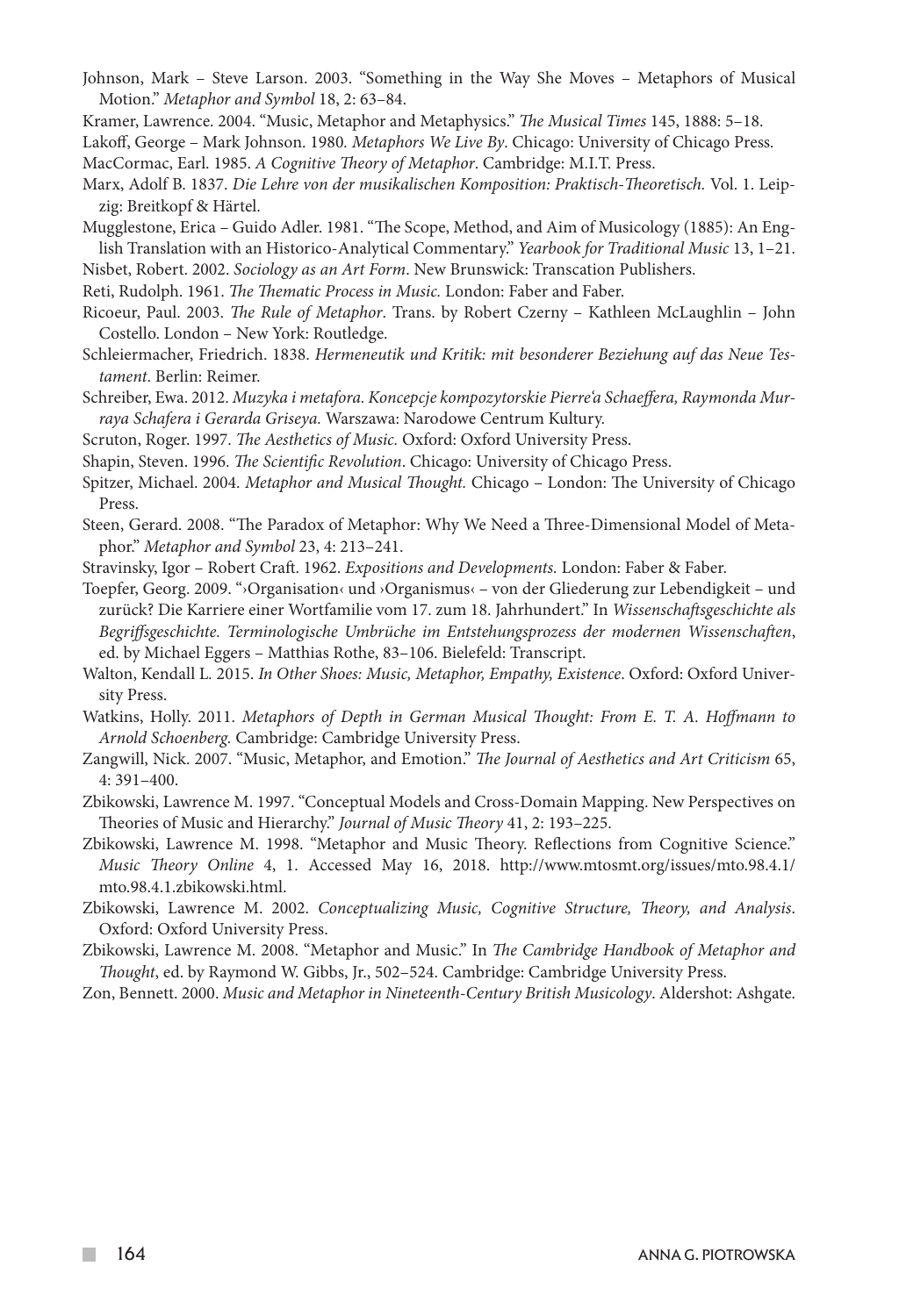Johnson, Mark – Steve Larson. 2003. "Something in the Way She Moves – Metaphors of Musical Motion." *Metaphor and Symbol* 18, 2: 63–84.

Kramer, Lawrence. 2004. "Music, Metaphor and Metaphysics." *The Musical Times* 145, 1888: 5–18.

Lakoff, George – Mark Johnson. 1980. *Metaphors We Live By*. Chicago: University of Chicago Press.

MacCormac, Earl. 1985. *A Cognitive Theory of Metaphor*. Cambridge: M.I.T. Press.

Marx, Adolf B. 1837. *Die Lehre von der musikalischen Komposition: Praktisch-Theoretisch.* Vol. 1. Leipzig: Breitkopf & Härtel.

Mugglestone, Erica – Guido Adler. 1981. "The Scope, Method, and Aim of Musicology (1885): An English Translation with an Historico-Analytical Commentary." *Yearbook for Traditional Music* 13, 1–21.

Nisbet, Robert. 2002. *Sociology as an Art Form*. New Brunswick: Transcation Publishers.

Reti, Rudolph. 1961. *The Thematic Process in Music.* London: Faber and Faber.

Ricoeur, Paul. 2003. *The Rule of Metaphor*. Trans. by Robert Czerny – Kathleen McLaughlin – John Costello. London – New York: Routledge.

Schleiermacher, Friedrich. 1838. *Hermeneutik und Kritik: mit besonderer Beziehung auf das Neue Testament*. Berlin: Reimer.

Schreiber, Ewa. 2012. *Muzyka i metafora. Koncepcje kompozytorskie Pierre'a Schaeffera, Raymonda Murraya Schafera i Gerarda Griseya.* Warszawa: Narodowe Centrum Kultury.

Scruton, Roger. 1997. *The Aesthetics of Music.* Oxford: Oxford University Press.

Shapin, Steven. 1996. *The Scientific Revolution*. Chicago: University of Chicago Press.

Spitzer, Michael. 2004. *Metaphor and Musical Thought.* Chicago – London: The University of Chicago Press.

Steen, Gerard. 2008. "The Paradox of Metaphor: Why We Need a Three-Dimensional Model of Metaphor." *Metaphor and Symbol* 23, 4: 213–241.

Stravinsky, Igor – Robert Craft. 1962. *Expositions and Developments.* London: Faber & Faber.

Toepfer, Georg. 2009. "›Organisation‹ und ›Organismus‹ – von der Gliederung zur Lebendigkeit – und zurück? Die Karriere einer Wortfamilie vom 17. zum 18. Jahrhundert." In *Wissenschaftsgeschichte als Begriffsgeschichte. Terminologische Umbrüche im Entstehungsprozess der modernen Wissenschaften*, ed. by Michael Eggers – Matthias Rothe, 83–106. Bielefeld: Transcript.

Walton, Kendall L. 2015. *In Other Shoes: Music, Metaphor, Empathy, Existence*. Oxford: Oxford University Press.

Watkins, Holly. 2011. *Metaphors of Depth in German Musical Thought: From E. T. A. Hoffmann to Arnold Schoenberg.* Cambridge: Cambridge University Press.

Zangwill, Nick. 2007. "Music, Metaphor, and Emotion." *The Journal of Aesthetics and Art Criticism* 65, 4: 391–400.

Zbikowski, Lawrence M. 1997. "Conceptual Models and Cross-Domain Mapping. New Perspectives on Theories of Music and Hierarchy." *Journal of Music Theory* 41, 2: 193–225.

Zbikowski, Lawrence M. 1998. "Metaphor and Music Theory. Reflections from Cognitive Science." *Music Theory Online* 4, 1. Accessed May 16, 2018. http://www.mtosmt.org/issues/mto.98.4.1/mto.98.4.1.zbikowski.html.

Zbikowski, Lawrence M. 2002. *Conceptualizing Music, Cognitive Structure, Theory, and Analysis*. Oxford: Oxford University Press.

Zbikowski, Lawrence M. 2008. "Metaphor and Music." In *The Cambridge Handbook of Metaphor and Thought*, ed. by Raymond W. Gibbs, Jr., 502–524. Cambridge: Cambridge University Press.

Zon, Bennett. 2000. *Music and Metaphor in Nineteenth-Century British Musicology*. Aldershot: Ashgate.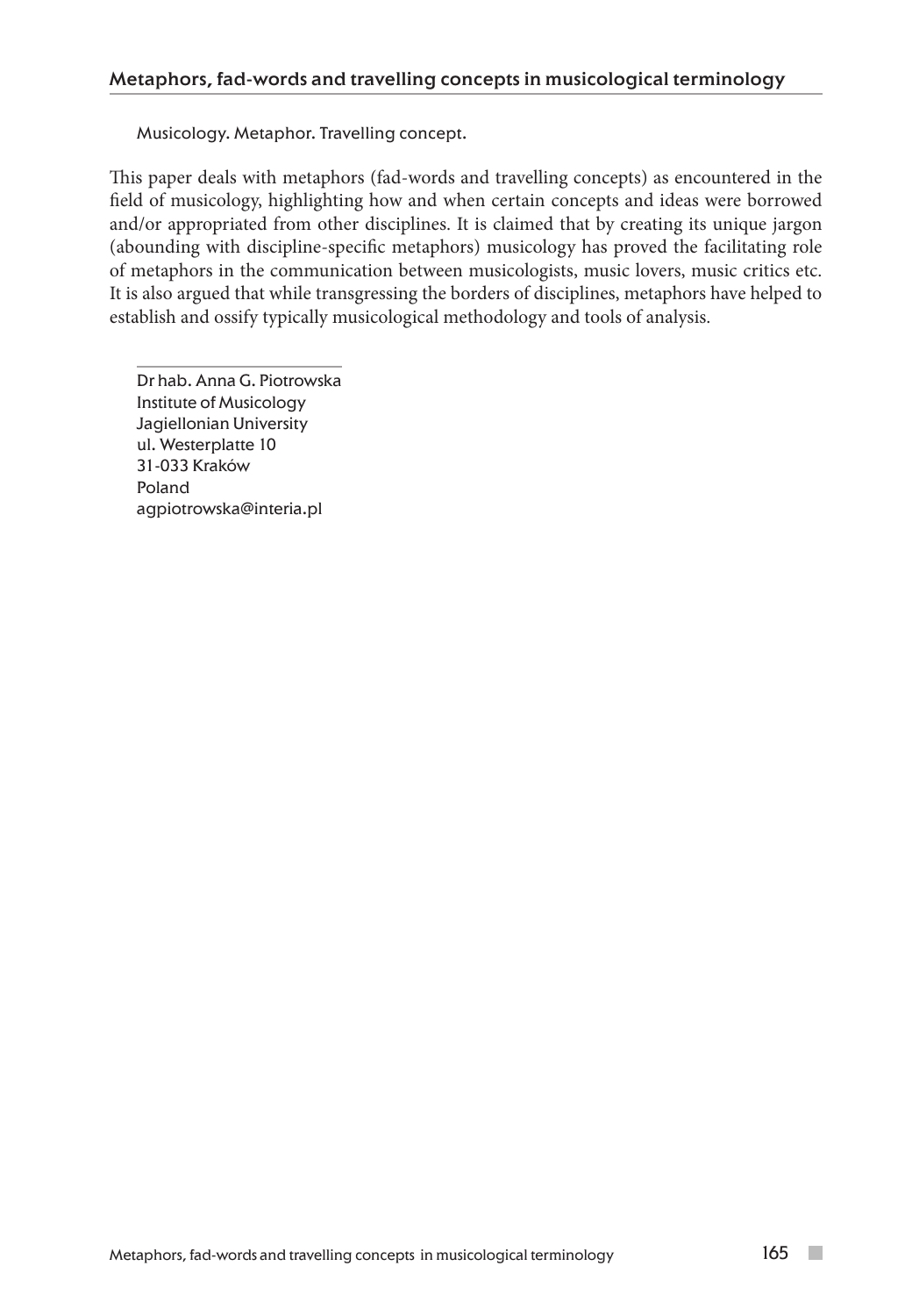## Metaphors, fad-words and travelling concepts in musicological terminology

Musicology. Metaphor. Travelling concept.

This paper deals with metaphors (fad-words and travelling concepts) as encountered in the field of musicology, highlighting how and when certain concepts and ideas were borrowed and/or appropriated from other disciplines. It is claimed that by creating its unique jargon (abounding with discipline-specific metaphors) musicology has proved the facilitating role of metaphors in the communication between musicologists, music lovers, music critics etc. It is also argued that while transgressing the borders of disciplines, metaphors have helped to establish and ossify typically musicological methodology and tools of analysis.

---

Dr hab. Anna G. Piotrowska
Institute of Musicology
Jagiellonian University
ul. Westerplatte 10
31-033 Kraków
Poland
agpiotrowska@interia.pl